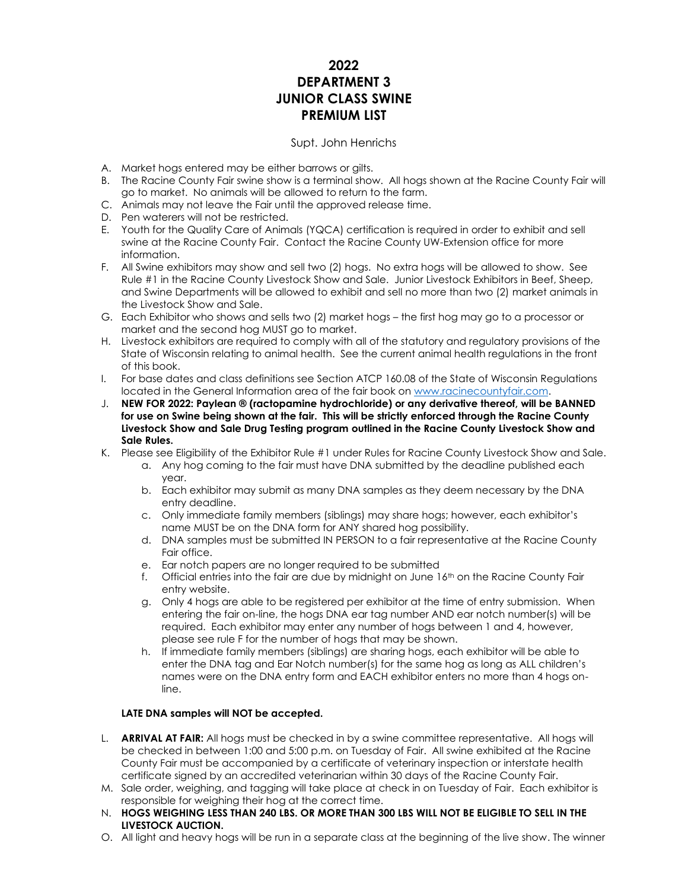# 2022
# DEPARTMENT 3
# JUNIOR CLASS SWINE
# PREMIUM LIST

Supt. John Henrichs

A. Market hogs entered may be either barrows or gilts.
B. The Racine County Fair swine show is a terminal show. All hogs shown at the Racine County Fair will go to market. No animals will be allowed to return to the farm.
C. Animals may not leave the Fair until the approved release time.
D. Pen waterers will not be restricted.
E. Youth for the Quality Care of Animals (YQCA) certification is required in order to exhibit and sell swine at the Racine County Fair. Contact the Racine County UW-Extension office for more information.
F. All Swine exhibitors may show and sell two (2) hogs. No extra hogs will be allowed to show. See Rule #1 in the Racine County Livestock Show and Sale. Junior Livestock Exhibitors in Beef, Sheep, and Swine Departments will be allowed to exhibit and sell no more than two (2) market animals in the Livestock Show and Sale.
G. Each Exhibitor who shows and sells two (2) market hogs – the first hog may go to a processor or market and the second hog MUST go to market.
H. Livestock exhibitors are required to comply with all of the statutory and regulatory provisions of the State of Wisconsin relating to animal health. See the current animal health regulations in the front of this book.
I. For base dates and class definitions see Section ATCP 160.08 of the State of Wisconsin Regulations located in the General Information area of the fair book on www.racinecountyfair.com.
J. **NEW FOR 2022: Paylean ® (ractopamine hydrochloride) or any derivative thereof, will be BANNED for use on Swine being shown at the fair. This will be strictly enforced through the Racine County Livestock Show and Sale Drug Testing program outlined in the Racine County Livestock Show and Sale Rules.**
K. Please see Eligibility of the Exhibitor Rule #1 under Rules for Racine County Livestock Show and Sale.
   a. Any hog coming to the fair must have DNA submitted by the deadline published each year.
   b. Each exhibitor may submit as many DNA samples as they deem necessary by the DNA entry deadline.
   c. Only immediate family members (siblings) may share hogs; however, each exhibitor's name MUST be on the DNA form for ANY shared hog possibility.
   d. DNA samples must be submitted IN PERSON to a fair representative at the Racine County Fair office.
   e. Ear notch papers are no longer required to be submitted
   f. Official entries into the fair are due by midnight on June 16th on the Racine County Fair entry website.
   g. Only 4 hogs are able to be registered per exhibitor at the time of entry submission. When entering the fair on-line, the hogs DNA ear tag number AND ear notch number(s) will be required. Each exhibitor may enter any number of hogs between 1 and 4, however, please see rule F for the number of hogs that may be shown.
   h. If immediate family members (siblings) are sharing hogs, each exhibitor will be able to enter the DNA tag and Ear Notch number(s) for the same hog as long as ALL children's names were on the DNA entry form and EACH exhibitor enters no more than 4 hogs on-line.

   **LATE DNA samples will NOT be accepted.**

L. **ARRIVAL AT FAIR:** All hogs must be checked in by a swine committee representative. All hogs will be checked in between 1:00 and 5:00 p.m. on Tuesday of Fair. All swine exhibited at the Racine County Fair must be accompanied by a certificate of veterinary inspection or interstate health certificate signed by an accredited veterinarian within 30 days of the Racine County Fair.
M. Sale order, weighing, and tagging will take place at check in on Tuesday of Fair. Each exhibitor is responsible for weighing their hog at the correct time.
N. **HOGS WEIGHING LESS THAN 240 LBS. OR MORE THAN 300 LBS WILL NOT BE ELIGIBLE TO SELL IN THE LIVESTOCK AUCTION.**
O. All light and heavy hogs will be run in a separate class at the beginning of the live show. The winner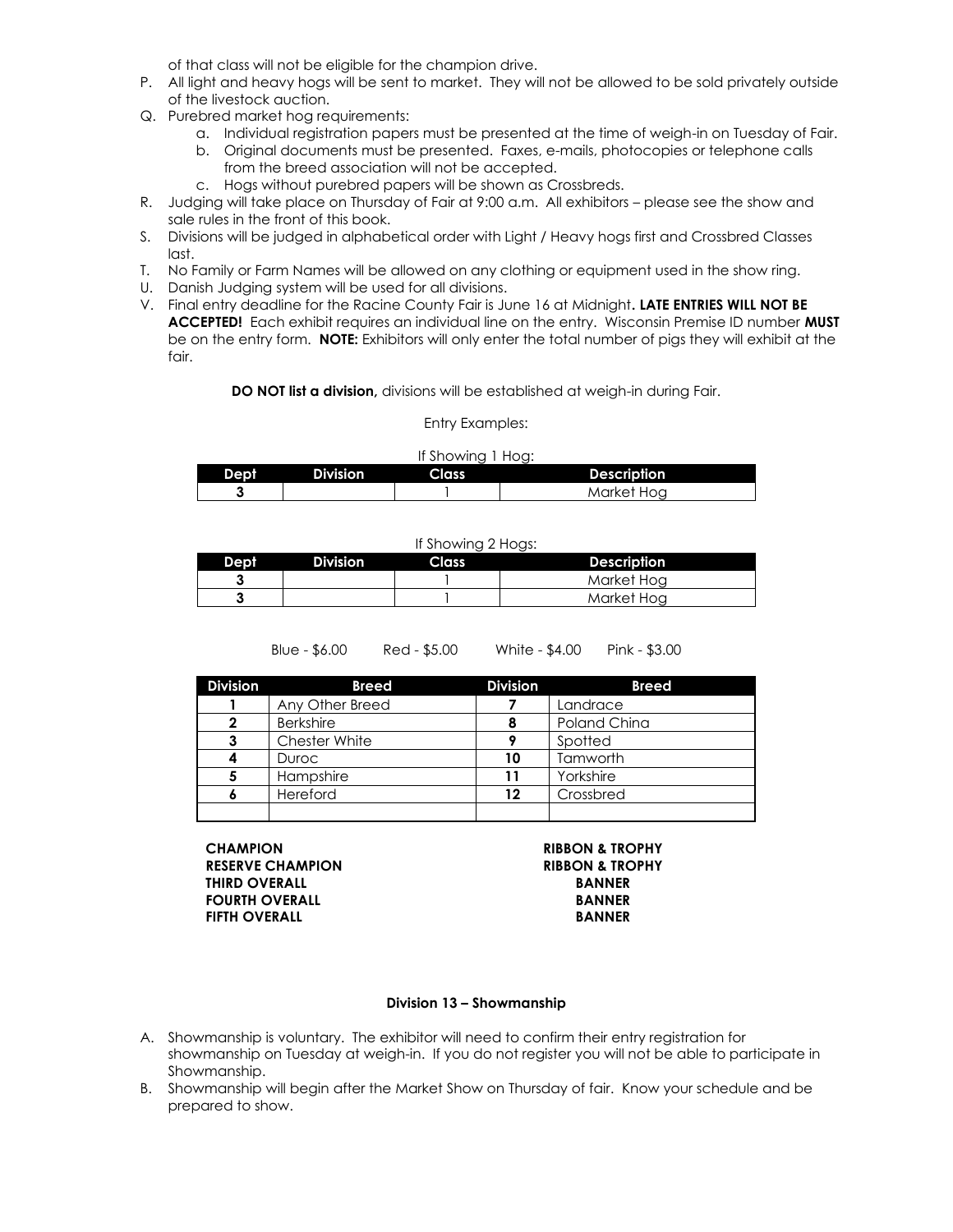of that class will not be eligible for the champion drive.

P. All light and heavy hogs will be sent to market. They will not be allowed to be sold privately outside of the livestock auction.
Q. Purebred market hog requirements:
    a. Individual registration papers must be presented at the time of weigh-in on Tuesday of Fair.
    b. Original documents must be presented. Faxes, e-mails, photocopies or telephone calls from the breed association will not be accepted.
    c. Hogs without purebred papers will be shown as Crossbreds.
R. Judging will take place on Thursday of Fair at 9:00 a.m. All exhibitors – please see the show and sale rules in the front of this book.
S. Divisions will be judged in alphabetical order with Light / Heavy hogs first and Crossbred Classes last.
T. No Family or Farm Names will be allowed on any clothing or equipment used in the show ring.
U. Danish Judging system will be used for all divisions.
V. Final entry deadline for the Racine County Fair is June 16 at Midnight**. LATE ENTRIES WILL NOT BE ACCEPTED!** Each exhibit requires an individual line on the entry. Wisconsin Premise ID number **MUST** be on the entry form. **NOTE:** Exhibitors will only enter the total number of pigs they will exhibit at the fair.

**DO NOT list a division,** divisions will be established at weigh-in during Fair.

Entry Examples:

If Showing 1 Hog:

| Dept | Division | Class | Description |
|---|---|---|---|
| 3 | | 1 | Market Hog |

If Showing 2 Hogs:

| Dept | Division | Class | Description |
|---|---|---|---|
| 3 | | 1 | Market Hog |
| 3 | | 1 | Market Hog |

Blue - $6.00 Red - $5.00 White - $4.00 Pink - $3.00

| Division | Breed | Division | Breed |
|---|---|---|---|
| 1 | Any Other Breed | 7 | Landrace |
| 2 | Berkshire | 8 | Poland China |
| 3 | Chester White | 9 | Spotted |
| 4 | Duroc | 10 | Tamworth |
| 5 | Hampshire | 11 | Yorkshire |
| 6 | Hereford | 12 | Crossbred |
| | | | |

| | |
|---|---|
| **CHAMPION** | **RIBBON & TROPHY** |
| **RESERVE CHAMPION** | **RIBBON & TROPHY** |
| **THIRD OVERALL** | **BANNER** |
| **FOURTH OVERALL** | **BANNER** |
| **FIFTH OVERALL** | **BANNER** |

### Division 13 – Showmanship

A. Showmanship is voluntary. The exhibitor will need to confirm their entry registration for showmanship on Tuesday at weigh-in. If you do not register you will not be able to participate in Showmanship.
B. Showmanship will begin after the Market Show on Thursday of fair. Know your schedule and be prepared to show.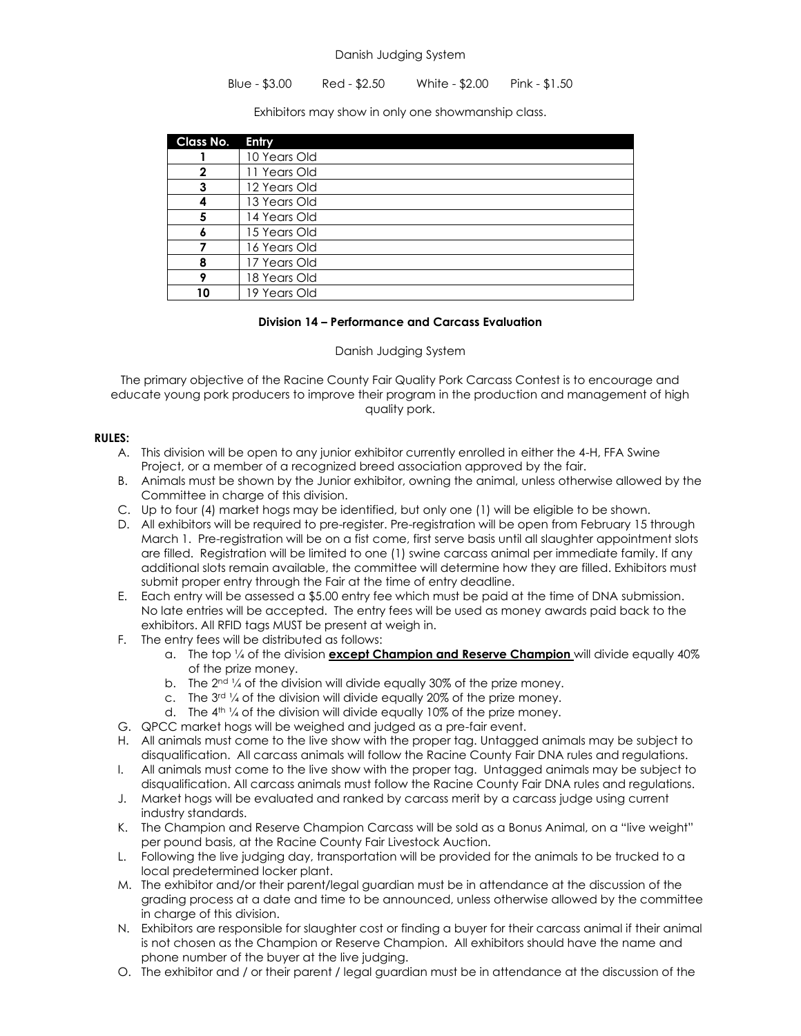Danish Judging System

Blue - $3.00 Red - $2.50 White - $2.00 Pink - $1.50

Exhibitors may show in only one showmanship class.

| Class No. | Entry |
|---|---|
| 1 | 10 Years Old |
| 2 | 11 Years Old |
| 3 | 12 Years Old |
| 4 | 13 Years Old |
| 5 | 14 Years Old |
| 6 | 15 Years Old |
| 7 | 16 Years Old |
| 8 | 17 Years Old |
| 9 | 18 Years Old |
| 10 | 19 Years Old |

### Division 14 – Performance and Carcass Evaluation

Danish Judging System

The primary objective of the Racine County Fair Quality Pork Carcass Contest is to encourage and educate young pork producers to improve their program in the production and management of high quality pork.

**RULES:**

A. This division will be open to any junior exhibitor currently enrolled in either the 4-H, FFA Swine Project, or a member of a recognized breed association approved by the fair.
B. Animals must be shown by the Junior exhibitor, owning the animal, unless otherwise allowed by the Committee in charge of this division.
C. Up to four (4) market hogs may be identified, but only one (1) will be eligible to be shown.
D. All exhibitors will be required to pre-register. Pre-registration will be open from February 15 through March 1. Pre-registration will be on a fist come, first serve basis until all slaughter appointment slots are filled. Registration will be limited to one (1) swine carcass animal per immediate family. If any additional slots remain available, the committee will determine how they are filled. Exhibitors must submit proper entry through the Fair at the time of entry deadline.
E. Each entry will be assessed a $5.00 entry fee which must be paid at the time of DNA submission. No late entries will be accepted. The entry fees will be used as money awards paid back to the exhibitors. All RFID tags MUST be present at weigh in.
F. The entry fees will be distributed as follows:
   a. The top ¼ of the division **except Champion and Reserve Champion** will divide equally 40% of the prize money.
   b. The 2nd ¼ of the division will divide equally 30% of the prize money.
   c. The 3rd ¼ of the division will divide equally 20% of the prize money.
   d. The 4th ¼ of the division will divide equally 10% of the prize money.
G. QPCC market hogs will be weighed and judged as a pre-fair event.
H. All animals must come to the live show with the proper tag. Untagged animals may be subject to disqualification. All carcass animals will follow the Racine County Fair DNA rules and regulations.
I. All animals must come to the live show with the proper tag. Untagged animals may be subject to disqualification. All carcass animals must follow the Racine County Fair DNA rules and regulations.
J. Market hogs will be evaluated and ranked by carcass merit by a carcass judge using current industry standards.
K. The Champion and Reserve Champion Carcass will be sold as a Bonus Animal, on a "live weight" per pound basis, at the Racine County Fair Livestock Auction.
L. Following the live judging day, transportation will be provided for the animals to be trucked to a local predetermined locker plant.
M. The exhibitor and/or their parent/legal guardian must be in attendance at the discussion of the grading process at a date and time to be announced, unless otherwise allowed by the committee in charge of this division.
N. Exhibitors are responsible for slaughter cost or finding a buyer for their carcass animal if their animal is not chosen as the Champion or Reserve Champion. All exhibitors should have the name and phone number of the buyer at the live judging.
O. The exhibitor and / or their parent / legal guardian must be in attendance at the discussion of the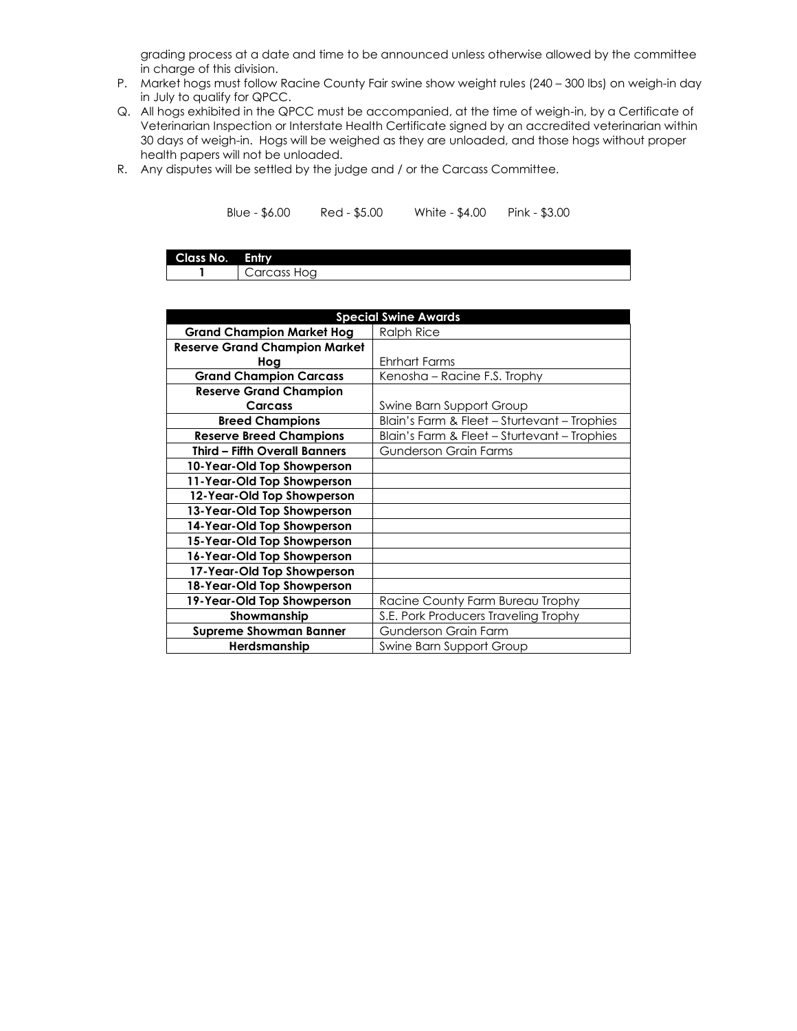grading process at a date and time to be announced unless otherwise allowed by the committee in charge of this division.

P. Market hogs must follow Racine County Fair swine show weight rules (240 – 300 lbs) on weigh-in day in July to qualify for QPCC.

Q. All hogs exhibited in the QPCC must be accompanied, at the time of weigh-in, by a Certificate of Veterinarian Inspection or Interstate Health Certificate signed by an accredited veterinarian within 30 days of weigh-in. Hogs will be weighed as they are unloaded, and those hogs without proper health papers will not be unloaded.

R. Any disputes will be settled by the judge and / or the Carcass Committee.

Blue - $6.00 Red - $5.00 White - $4.00 Pink - $3.00

| Class No. | Entry |
|---|---|
| 1 | Carcass Hog |

| Special Swine Awards | |
|---|---|
| **Grand Champion Market Hog** | Ralph Rice |
| **Reserve Grand Champion Market Hog** | Ehrhart Farms |
| **Grand Champion Carcass** | Kenosha – Racine F.S. Trophy |
| **Reserve Grand Champion Carcass** | Swine Barn Support Group |
| **Breed Champions** | Blain's Farm & Fleet – Sturtevant – Trophies |
| **Reserve Breed Champions** | Blain's Farm & Fleet – Sturtevant – Trophies |
| **Third – Fifth Overall Banners** | Gunderson Grain Farms |
| **10-Year-Old Top Showperson** | |
| **11-Year-Old Top Showperson** | |
| **12-Year-Old Top Showperson** | |
| **13-Year-Old Top Showperson** | |
| **14-Year-Old Top Showperson** | |
| **15-Year-Old Top Showperson** | |
| **16-Year-Old Top Showperson** | |
| **17-Year-Old Top Showperson** | |
| **18-Year-Old Top Showperson** | |
| **19-Year-Old Top Showperson** | Racine County Farm Bureau Trophy |
| **Showmanship** | S.E. Pork Producers Traveling Trophy |
| **Supreme Showman Banner** | Gunderson Grain Farm |
| **Herdsmanship** | Swine Barn Support Group |